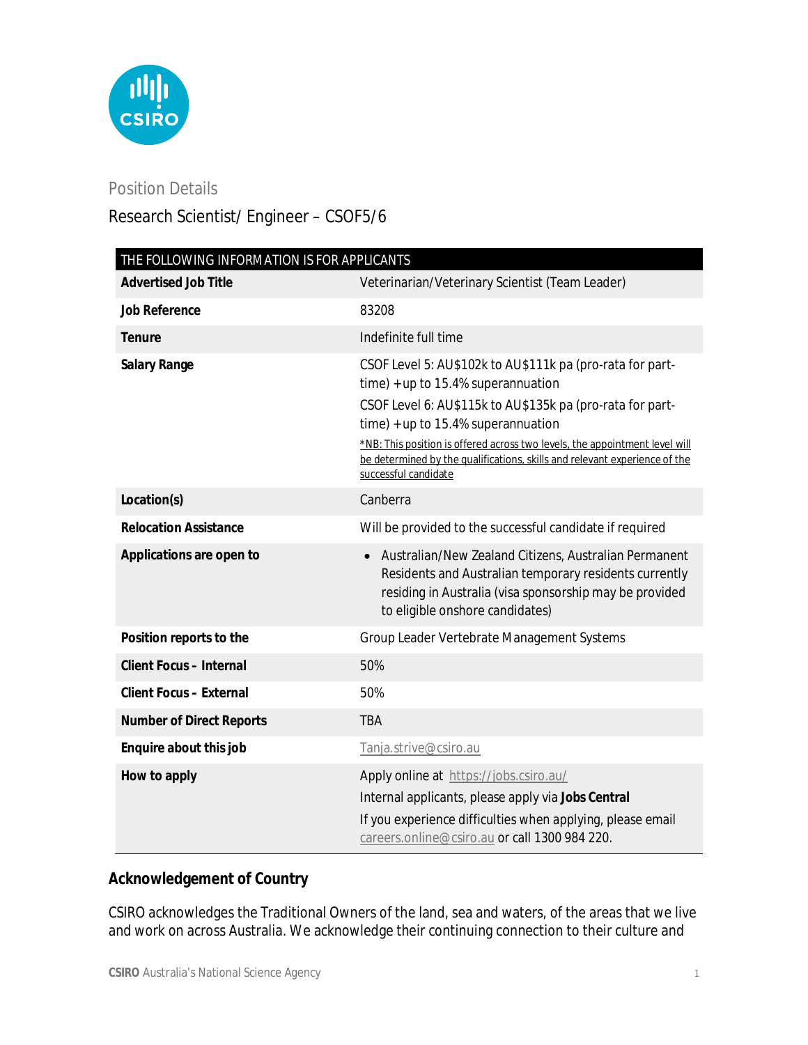Position Details

# Research Scientist/ Engineer – CSOF5/6

| THE FOLLOWING INFORMATION IS FOR APPLICANTS | |
|---|---|
| **Advertised Job Title** | Veterinarian/Veterinary Scientist (Team Leader) |
| **Job Reference** | 83208 |
| **Tenure** | Indefinite full time |
| **Salary Range** | CSOF Level 5: AU$102k to AU$111k pa (pro-rata for part-time) + up to 15.4% superannuation<br>CSOF Level 6: AU$115k to AU$135k pa (pro-rata for part-time) + up to 15.4% superannuation<br>*NB: This position is offered across two levels, the appointment level will be determined by the qualifications, skills and relevant experience of the successful candidate |
| **Location(s)** | Canberra |
| **Relocation Assistance** | Will be provided to the successful candidate if required |
| **Applications are open to** | • Australian/New Zealand Citizens, Australian Permanent Residents and Australian temporary residents currently residing in Australia (visa sponsorship may be provided to eligible onshore candidates) |
| **Position reports to the** | Group Leader Vertebrate Management Systems |
| **Client Focus – Internal** | 50% |
| **Client Focus – External** | 50% |
| **Number of Direct Reports** | TBA |
| **Enquire about this job** | Tanja.strive@csiro.au |
| **How to apply** | Apply online at https://jobs.csiro.au/<br>Internal applicants, please apply via **Jobs Central**<br>If you experience difficulties when applying, please email careers.online@csiro.au or call 1300 984 220. |

## Acknowledgement of Country

CSIRO acknowledges the Traditional Owners of the land, sea and waters, of the areas that we live and work on across Australia. We acknowledge their continuing connection to their culture and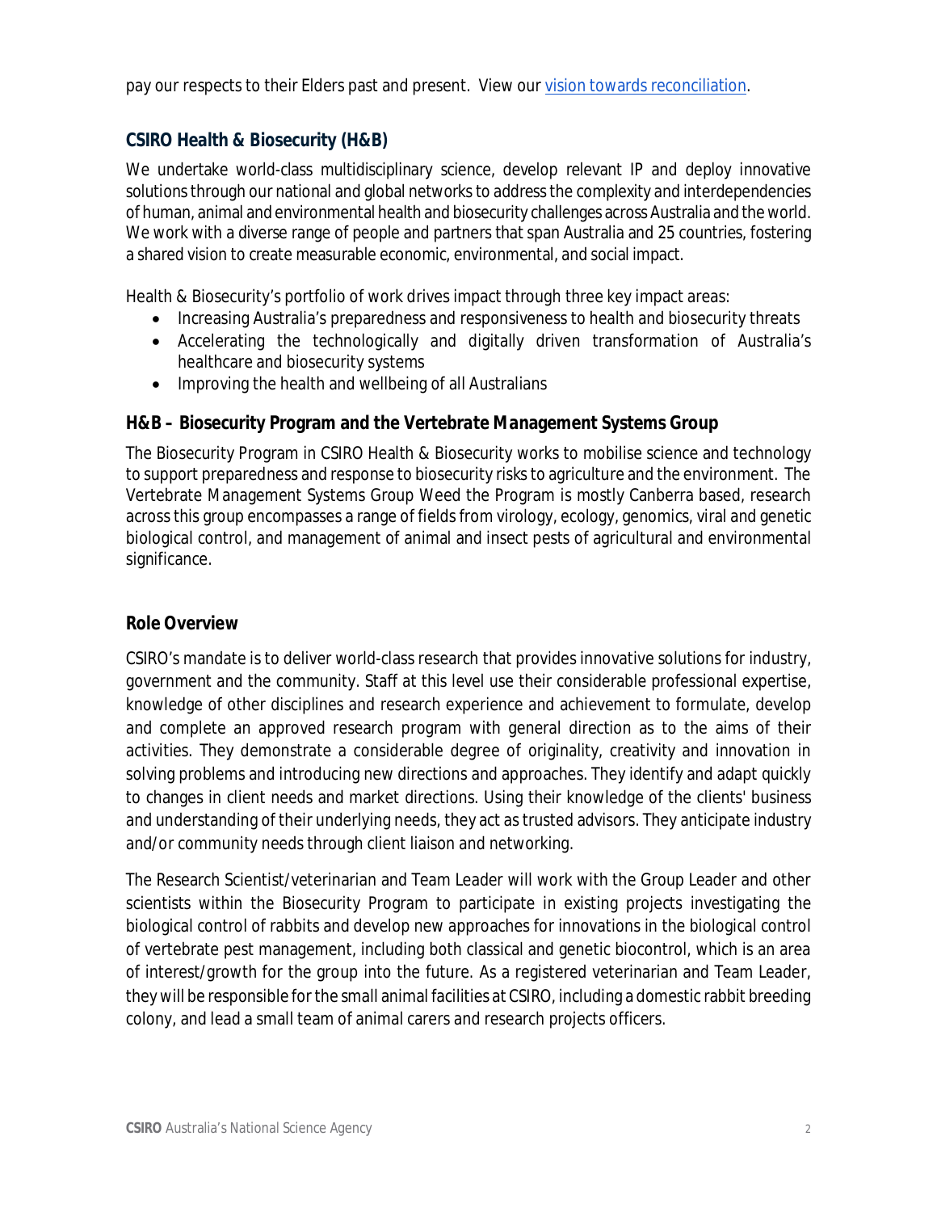pay our respects to their Elders past and present. View our [vision towards reconciliation](vision towards reconciliation).

### CSIRO Health & Biosecurity (H&B)

We undertake world-class multidisciplinary science, develop relevant IP and deploy innovative solutions through our national and global networks to address the complexity and interdependencies of human, animal and environmental health and biosecurity challenges across Australia and the world. We work with a diverse range of people and partners that span Australia and 25 countries, fostering a shared vision to create measurable economic, environmental, and social impact.

Health & Biosecurity's portfolio of work drives impact through three key impact areas:

- Increasing Australia's preparedness and responsiveness to health and biosecurity threats
- Accelerating the technologically and digitally driven transformation of Australia's healthcare and biosecurity systems
- Improving the health and wellbeing of all Australians

### H&B – Biosecurity Program and the Vertebrate Management Systems Group

The Biosecurity Program in CSIRO Health & Biosecurity works to mobilise science and technology to support preparedness and response to biosecurity risks to agriculture and the environment. The Vertebrate Management Systems Group Weed the Program is mostly Canberra based, research across this group encompasses a range of fields from virology, ecology, genomics, viral and genetic biological control, and management of animal and insect pests of agricultural and environmental significance.

### Role Overview

CSIRO's mandate is to deliver world-class research that provides innovative solutions for industry, government and the community. Staff at this level use their considerable professional expertise, knowledge of other disciplines and research experience and achievement to formulate, develop and complete an approved research program with general direction as to the aims of their activities. They demonstrate a considerable degree of originality, creativity and innovation in solving problems and introducing new directions and approaches. They identify and adapt quickly to changes in client needs and market directions. Using their knowledge of the clients' business and understanding of their underlying needs, they act as trusted advisors. They anticipate industry and/or community needs through client liaison and networking.

The Research Scientist/veterinarian and Team Leader will work with the Group Leader and other scientists within the Biosecurity Program to participate in existing projects investigating the biological control of rabbits and develop new approaches for innovations in the biological control of vertebrate pest management, including both classical and genetic biocontrol, which is an area of interest/growth for the group into the future. As a registered veterinarian and Team Leader, they will be responsible for the small animal facilities at CSIRO, including a domestic rabbit breeding colony, and lead a small team of animal carers and research projects officers.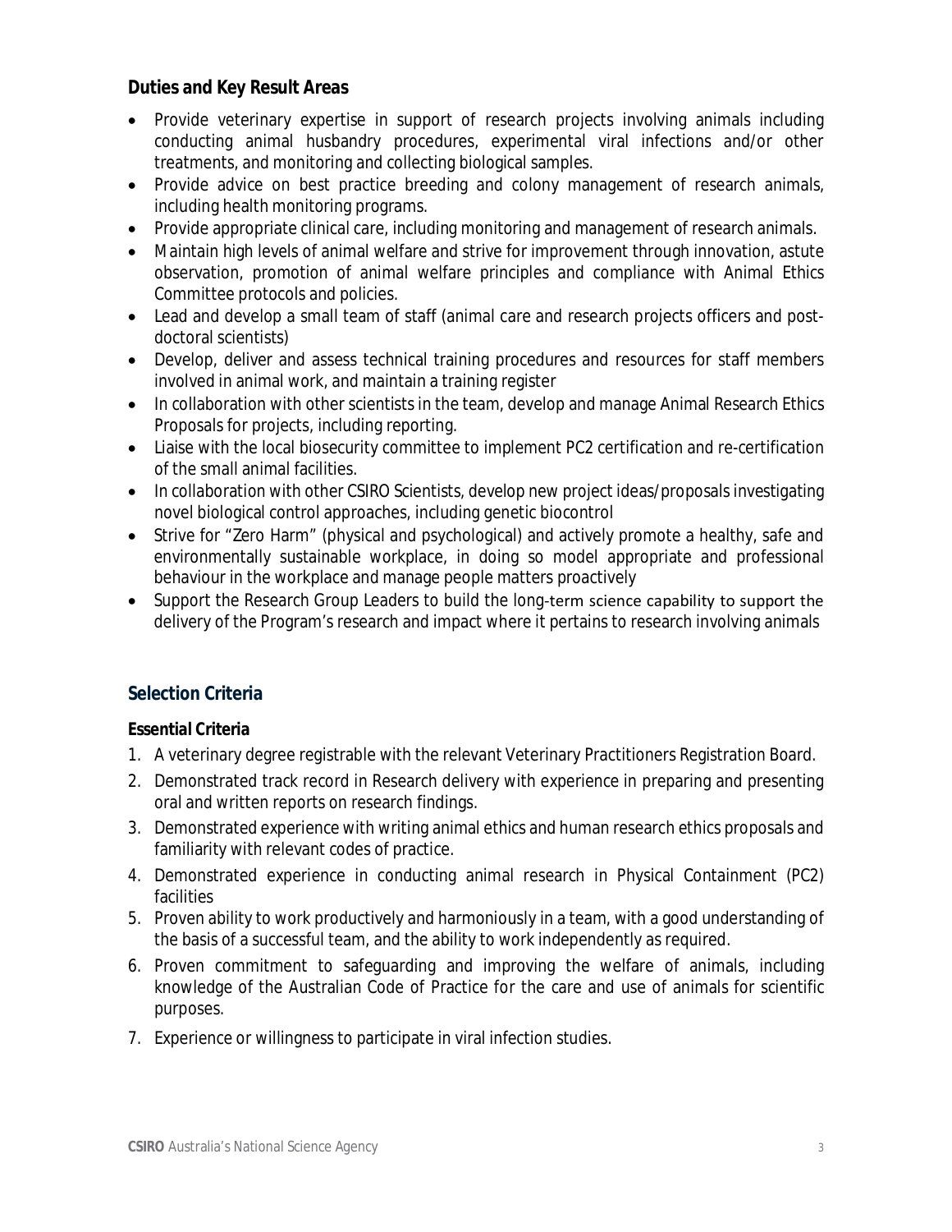### Duties and Key Result Areas

- Provide veterinary expertise in support of research projects involving animals including conducting animal husbandry procedures, experimental viral infections and/or other treatments, and monitoring and collecting biological samples.
- Provide advice on best practice breeding and colony management of research animals, including health monitoring programs.
- Provide appropriate clinical care, including monitoring and management of research animals.
- Maintain high levels of animal welfare and strive for improvement through innovation, astute observation, promotion of animal welfare principles and compliance with Animal Ethics Committee protocols and policies.
- Lead and develop a small team of staff (animal care and research projects officers and post-doctoral scientists)
- Develop, deliver and assess technical training procedures and resources for staff members involved in animal work, and maintain a training register
- In collaboration with other scientists in the team, develop and manage Animal Research Ethics Proposals for projects, including reporting.
- Liaise with the local biosecurity committee to implement PC2 certification and re-certification of the small animal facilities.
- In collaboration with other CSIRO Scientists, develop new project ideas/proposals investigating novel biological control approaches, including genetic biocontrol
- Strive for "Zero Harm" (physical and psychological) and actively promote a healthy, safe and environmentally sustainable workplace, in doing so model appropriate and professional behaviour in the workplace and manage people matters proactively
- Support the Research Group Leaders to build the long-term science capability to support the delivery of the Program's research and impact where it pertains to research involving animals

## Selection Criteria

### Essential Criteria

1. A veterinary degree registrable with the relevant Veterinary Practitioners Registration Board.
2. Demonstrated track record in Research delivery with experience in preparing and presenting oral and written reports on research findings.
3. Demonstrated experience with writing animal ethics and human research ethics proposals and familiarity with relevant codes of practice.
4. Demonstrated experience in conducting animal research in Physical Containment (PC2) facilities
5. Proven ability to work productively and harmoniously in a team, with a good understanding of the basis of a successful team, and the ability to work independently as required.
6. Proven commitment to safeguarding and improving the welfare of animals, including knowledge of the Australian Code of Practice for the care and use of animals for scientific purposes.
7. Experience or willingness to participate in viral infection studies.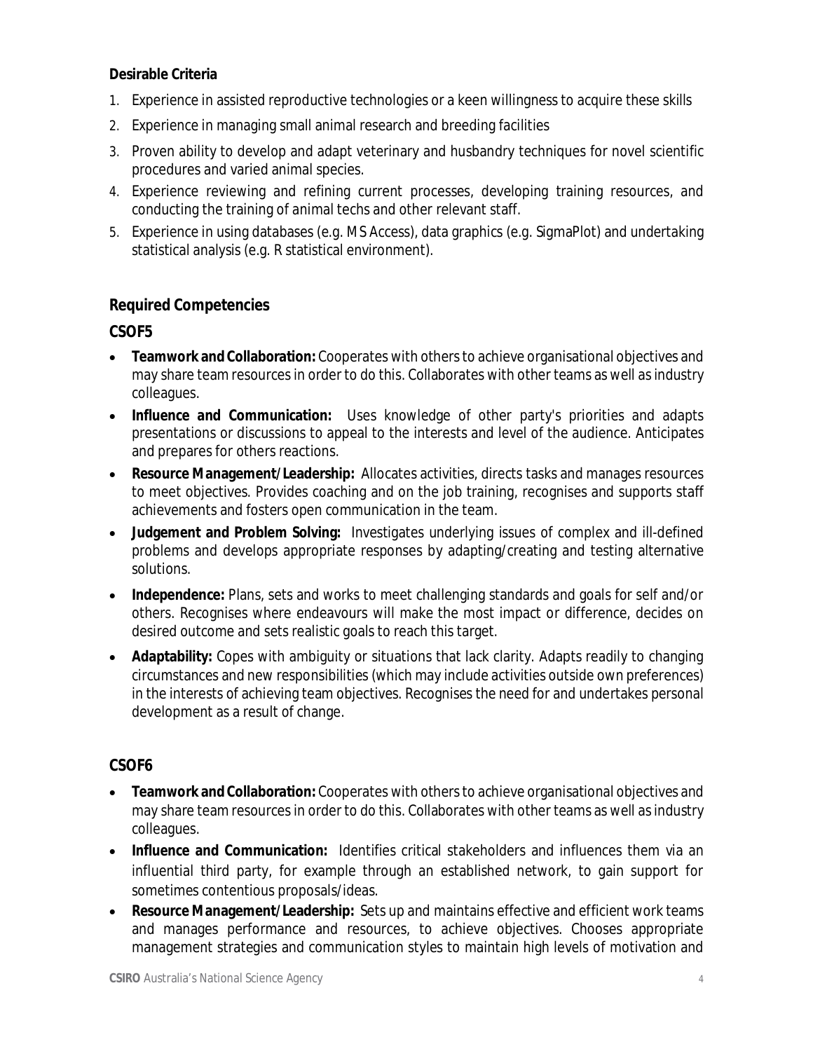**Desirable Criteria**

1. Experience in assisted reproductive technologies or a keen willingness to acquire these skills
2. Experience in managing small animal research and breeding facilities
3. Proven ability to develop and adapt veterinary and husbandry techniques for novel scientific procedures and varied animal species.
4. Experience reviewing and refining current processes, developing training resources, and conducting the training of animal techs and other relevant staff.
5. Experience in using databases (e.g. MS Access), data graphics (e.g. SigmaPlot) and undertaking statistical analysis (e.g. R statistical environment).

## Required Competencies

### CSOF5

- **Teamwork and Collaboration:** Cooperates with others to achieve organisational objectives and may share team resources in order to do this. Collaborates with other teams as well as industry colleagues.
- **Influence and Communication:** Uses knowledge of other party's priorities and adapts presentations or discussions to appeal to the interests and level of the audience. Anticipates and prepares for others reactions.
- **Resource Management/Leadership:** Allocates activities, directs tasks and manages resources to meet objectives. Provides coaching and on the job training, recognises and supports staff achievements and fosters open communication in the team.
- **Judgement and Problem Solving:** Investigates underlying issues of complex and ill-defined problems and develops appropriate responses by adapting/creating and testing alternative solutions.
- **Independence:** Plans, sets and works to meet challenging standards and goals for self and/or others. Recognises where endeavours will make the most impact or difference, decides on desired outcome and sets realistic goals to reach this target.
- **Adaptability:** Copes with ambiguity or situations that lack clarity. Adapts readily to changing circumstances and new responsibilities (which may include activities outside own preferences) in the interests of achieving team objectives. Recognises the need for and undertakes personal development as a result of change.

### CSOF6

- **Teamwork and Collaboration:** Cooperates with others to achieve organisational objectives and may share team resources in order to do this. Collaborates with other teams as well as industry colleagues.
- **Influence and Communication:** Identifies critical stakeholders and influences them via an influential third party, for example through an established network, to gain support for sometimes contentious proposals/ideas.
- **Resource Management/Leadership:** Sets up and maintains effective and efficient work teams and manages performance and resources, to achieve objectives. Chooses appropriate management strategies and communication styles to maintain high levels of motivation and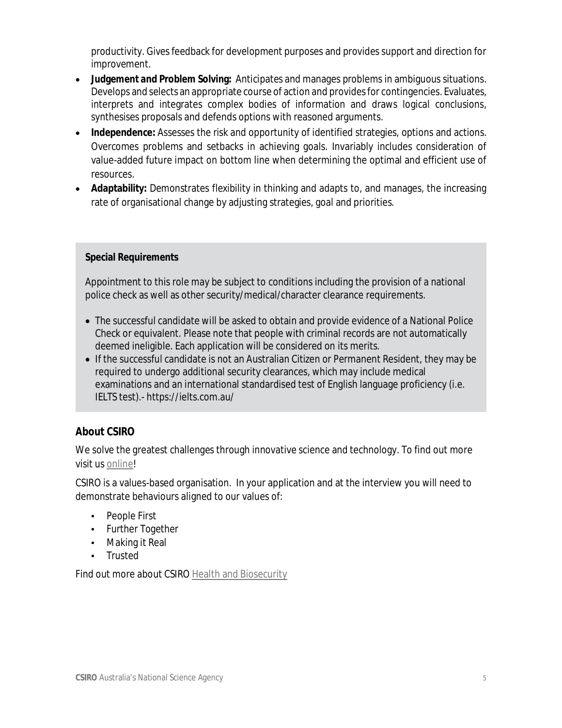productivity. Gives feedback for development purposes and provides support and direction for improvement.

- **Judgement and Problem Solving:** Anticipates and manages problems in ambiguous situations. Develops and selects an appropriate course of action and provides for contingencies. Evaluates, interprets and integrates complex bodies of information and draws logical conclusions, synthesises proposals and defends options with reasoned arguments.
- **Independence:** Assesses the risk and opportunity of identified strategies, options and actions. Overcomes problems and setbacks in achieving goals. Invariably includes consideration of value-added future impact on bottom line when determining the optimal and efficient use of resources.
- **Adaptability:** Demonstrates flexibility in thinking and adapts to, and manages, the increasing rate of organisational change by adjusting strategies, goal and priorities.

**Special Requirements**

Appointment to this role may be subject to conditions including the provision of a national police check as well as other security/medical/character clearance requirements.

- The successful candidate will be asked to obtain and provide evidence of a National Police Check or equivalent. Please note that people with criminal records are not automatically deemed ineligible. Each application will be considered on its merits.
- If the successful candidate is not an Australian Citizen or Permanent Resident, they may be required to undergo additional security clearances, which may include medical examinations and an international standardised test of English language proficiency (i.e. IELTS test).- https://ielts.com.au/

## About CSIRO

We solve the greatest challenges through innovative science and technology. To find out more visit us online!

CSIRO is a values-based organisation. In your application and at the interview you will need to demonstrate behaviours aligned to our values of:

- People First
- Further Together
- Making it Real
- Trusted

Find out more about CSIRO Health and Biosecurity